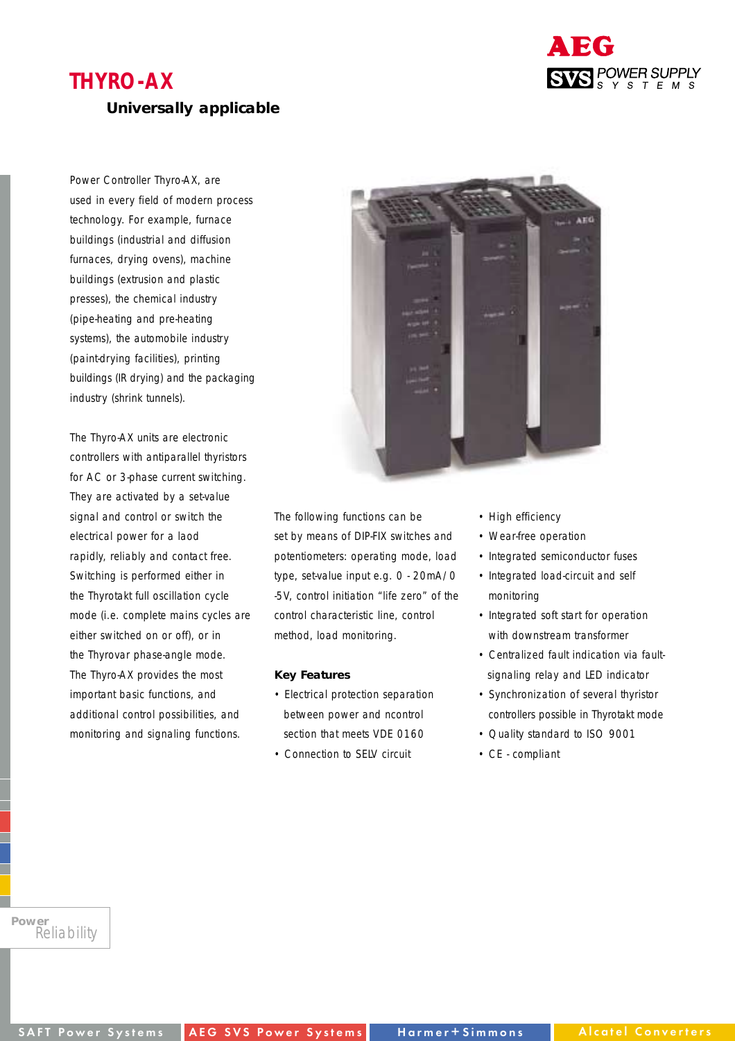# THYRO-AX

## Universally applicable

Power Controller Thyro-AX, are used in every field of modern process technology. For example, furnace buildings (industrial and diffusion furnaces, drying ovens), machine buildings (extrusion and plastic presses), the chemical industry (pipe-heating and pre-heating systems), the automobile industry (paint-drying facilities), printing buildings (IR drying) and the packaging industry (shrink tunnels).

The Thyro-AX units are electronic controllers with antiparallel thyristors for AC or 3-phase current switching. They are activated by a set-value signal and control or switch the electrical power for a laod rapidly, reliably and contact free. Switching is performed either in the Thyrotakt full oscillation cycle mode (i.e. complete mains cycles are either switched on or off), or in the Thyrovar phase-angle mode. The Thyro-AX provides the most important basic functions, and additional control possibilities, and monitoring and signaling functions.

The following functions can be set by means of DIP-FIX switches and potentiometers: operating mode, load type, set-value input e.g. 0 - 20mA/ 0 -5V, control initiation “life zero” of the control characteristic line, control method, load monitoring.

### Key Features

- Electrical protection separation between power and ncontrol section that meets VDE 0160
- Connection to SELV circuit
- High efficiency
- Wear-free operation
- Integrated semiconductor fuses
- Integrated load-circuit and self monitoring
- Integrated soft start for operation with downstream transformer
- Centralized fault indication via fault-signaling relay and LED indicator
- Synchronization of several thyristor controllers possible in Thyrotakt mode
- Quality standard to ISO 9001
- CE - compliant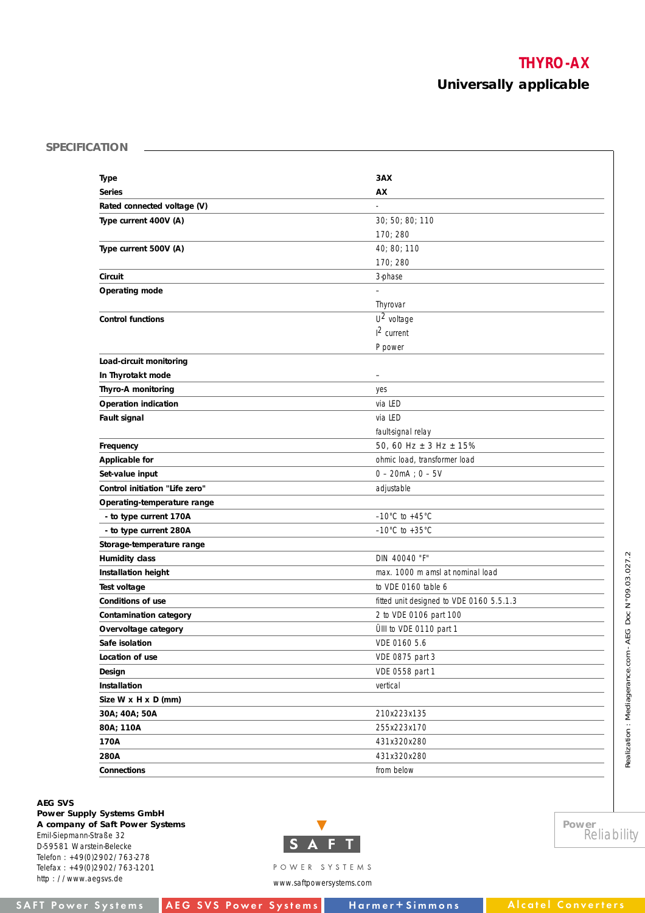# THYRO-AX

## Universally applicable

### SPECIFICATION

| | |
|---|---|
| **Type** | **3AX** |
| **Series** | **AX** |
| **Rated connected voltage (V)** | - |
| **Type current 400V (A)** | 30; 50; 80; 110 |
| | 170; 280 |
| **Type current 500V (A)** | 40; 80; 110 |
| | 170; 280 |
| **Circuit** | 3-phase |
| **Operating mode** | – |
| | Thyrovar |
| **Control functions** | $U^2$ voltage |
| | $I^2$ current |
| | P power |
| **Load-circuit monitoring** | |
| **In Thyrotakt mode** | – |
| **Thyro-A monitoring** | yes |
| **Operation indication** | via LED |
| **Fault signal** | via LED |
| | fault-signal relay |
| **Frequency** | 50, 60 Hz ± 3 Hz ± 15% |
| **Applicable for** | ohmic load, transformer load |
| **Set-value input** | 0 – 20mA ; 0 – 5V |
| **Control initiation "Life zero"** | adjustable |
| **Operating-temperature range** | |
| **- to type current 170A** | –10°C to +45°C |
| **- to type current 280A** | –10°C to +35°C |
| **Storage-temperature range** | |
| **Humidity class** | DIN 40040 "F" |
| **Installation height** | max. 1000 m amsl at nominal load |
| **Test voltage** | to VDE 0160 table 6 |
| **Conditions of use** | fitted unit designed to VDE 0160 5.5.1.3 |
| **Contamination category** | 2 to VDE 0106 part 100 |
| **Overvoltage category** | ÜIII to VDE 0110 part 1 |
| **Safe isolation** | VDE 0160 5.6 |
| **Location of use** | VDE 0875 part 3 |
| **Design** | VDE 0558 part 1 |
| **Installation** | vertical |
| **Size W x H x D (mm)** | |
| **30A; 40A; 50A** | 210x223x135 |
| **80A; 110A** | 255x223x170 |
| **170A** | 431x320x280 |
| **280A** | 431x320x280 |
| **Connections** | from below |

Realization : Mediagerance.com - AEG Doc N°09.03.027.2

**AEG SVS**
**Power Supply Systems GmbH**
**A company of Saft Power Systems**
Emil-Siepmann-Straße 32
D-59581 Warstein-Belecke
Telefon : +49(0)2902/763-278
Telefax : +49(0)2902/763-1201
http : //www.aegsvs.de

SAFT POWER SYSTEMS
www.saftpowersystems.com

Power Reliability

SAFT Power Systems | AEG SVS Power Systems | Harmer+Simmons | Alcatel Converters